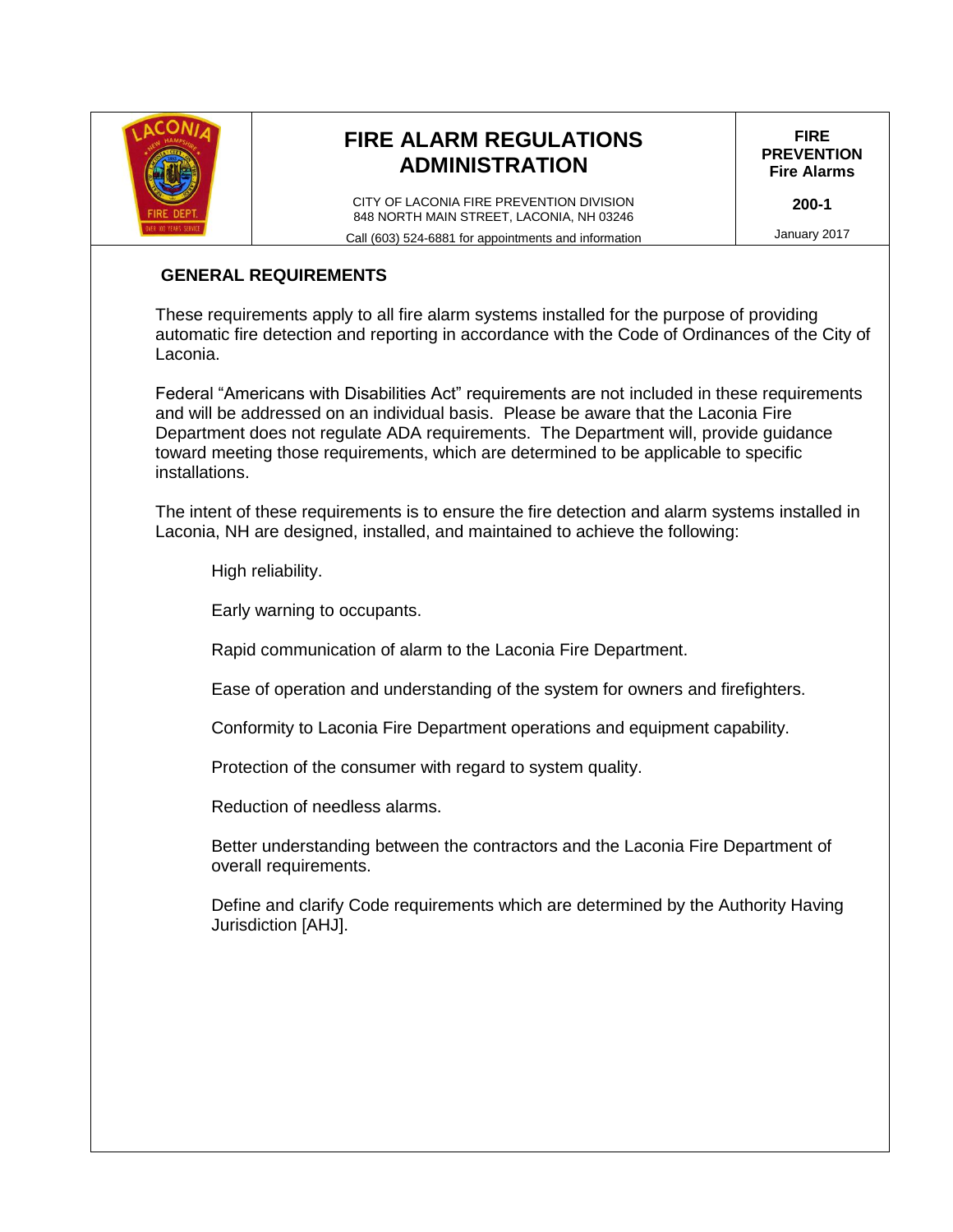| | **FIRE ALARM REGULATIONS ADMINISTRATION** | **FIRE PREVENTION Fire Alarms** |
|---|---|---|
| | CITY OF LACONIA FIRE PREVENTION DIVISION 848 NORTH MAIN STREET, LACONIA, NH 03246 | **200-1** |
| | Call (603) 524-6881 for appointments and information | January 2017 |

## GENERAL REQUIREMENTS

These requirements apply to all fire alarm systems installed for the purpose of providing automatic fire detection and reporting in accordance with the Code of Ordinances of the City of Laconia.

Federal "Americans with Disabilities Act" requirements are not included in these requirements and will be addressed on an individual basis. Please be aware that the Laconia Fire Department does not regulate ADA requirements. The Department will, provide guidance toward meeting those requirements, which are determined to be applicable to specific installations.

The intent of these requirements is to ensure the fire detection and alarm systems installed in Laconia, NH are designed, installed, and maintained to achieve the following:

High reliability.

Early warning to occupants.

Rapid communication of alarm to the Laconia Fire Department.

Ease of operation and understanding of the system for owners and firefighters.

Conformity to Laconia Fire Department operations and equipment capability.

Protection of the consumer with regard to system quality.

Reduction of needless alarms.

Better understanding between the contractors and the Laconia Fire Department of overall requirements.

Define and clarify Code requirements which are determined by the Authority Having Jurisdiction [AHJ].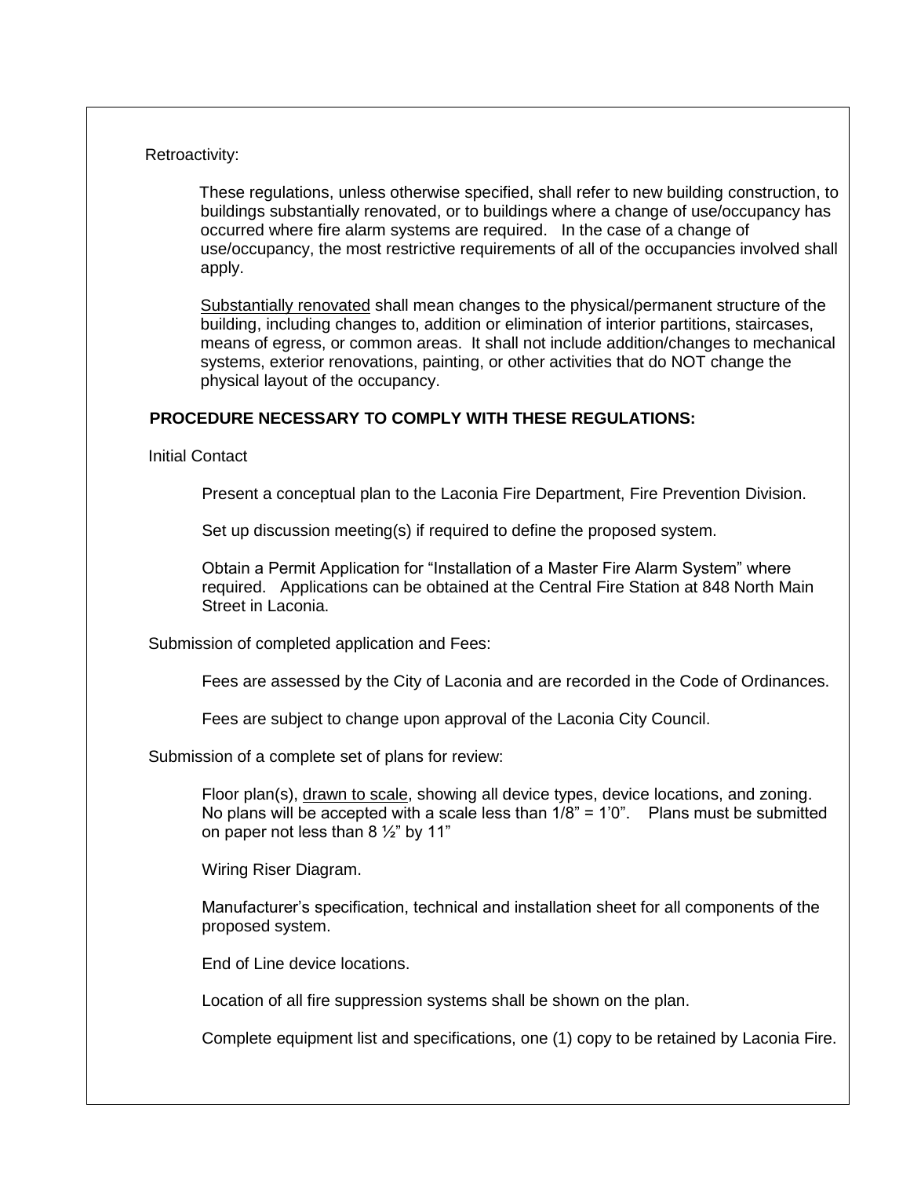Retroactivity:

These regulations, unless otherwise specified, shall refer to new building construction, to buildings substantially renovated, or to buildings where a change of use/occupancy has occurred where fire alarm systems are required. In the case of a change of use/occupancy, the most restrictive requirements of all of the occupancies involved shall apply.

Substantially renovated shall mean changes to the physical/permanent structure of the building, including changes to, addition or elimination of interior partitions, staircases, means of egress, or common areas. It shall not include addition/changes to mechanical systems, exterior renovations, painting, or other activities that do NOT change the physical layout of the occupancy.

**PROCEDURE NECESSARY TO COMPLY WITH THESE REGULATIONS:**

Initial Contact

Present a conceptual plan to the Laconia Fire Department, Fire Prevention Division.

Set up discussion meeting(s) if required to define the proposed system.

Obtain a Permit Application for "Installation of a Master Fire Alarm System" where required. Applications can be obtained at the Central Fire Station at 848 North Main Street in Laconia.

Submission of completed application and Fees:

Fees are assessed by the City of Laconia and are recorded in the Code of Ordinances.

Fees are subject to change upon approval of the Laconia City Council.

Submission of a complete set of plans for review:

Floor plan(s), drawn to scale, showing all device types, device locations, and zoning. No plans will be accepted with a scale less than 1/8" = 1'0". Plans must be submitted on paper not less than 8 ½" by 11"

Wiring Riser Diagram.

Manufacturer's specification, technical and installation sheet for all components of the proposed system.

End of Line device locations.

Location of all fire suppression systems shall be shown on the plan.

Complete equipment list and specifications, one (1) copy to be retained by Laconia Fire.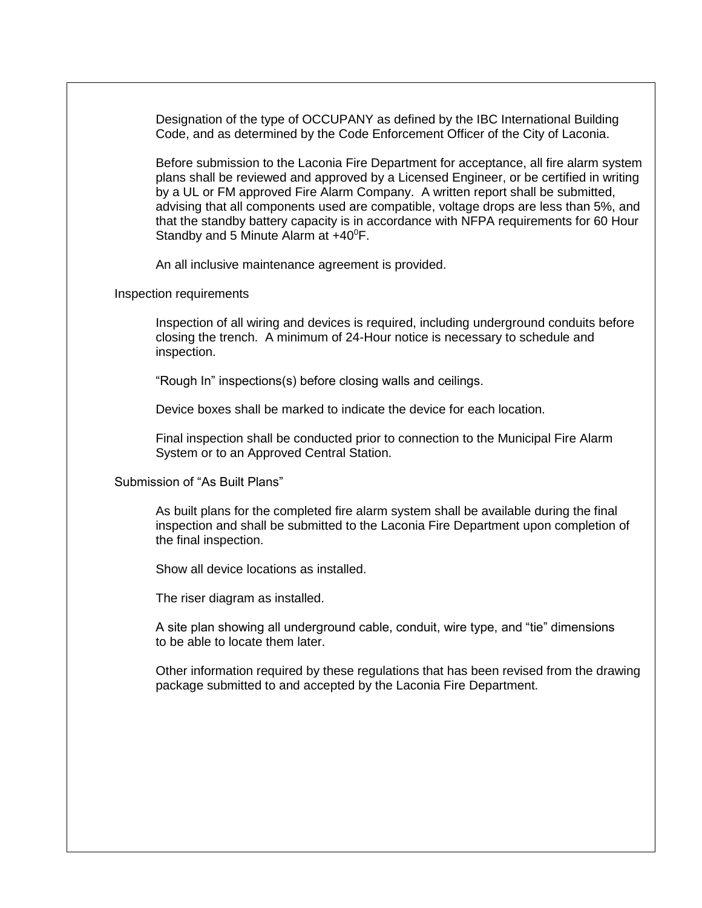Designation of the type of OCCUPANY as defined by the IBC International Building Code, and as determined by the Code Enforcement Officer of the City of Laconia.

Before submission to the Laconia Fire Department for acceptance, all fire alarm system plans shall be reviewed and approved by a Licensed Engineer, or be certified in writing by a UL or FM approved Fire Alarm Company. A written report shall be submitted, advising that all components used are compatible, voltage drops are less than 5%, and that the standby battery capacity is in accordance with NFPA requirements for 60 Hour Standby and 5 Minute Alarm at $+40^{0}$F.

An all inclusive maintenance agreement is provided.

Inspection requirements

Inspection of all wiring and devices is required, including underground conduits before closing the trench. A minimum of 24-Hour notice is necessary to schedule and inspection.

"Rough In" inspections(s) before closing walls and ceilings.

Device boxes shall be marked to indicate the device for each location.

Final inspection shall be conducted prior to connection to the Municipal Fire Alarm System or to an Approved Central Station.

Submission of "As Built Plans"

As built plans for the completed fire alarm system shall be available during the final inspection and shall be submitted to the Laconia Fire Department upon completion of the final inspection.

Show all device locations as installed.

The riser diagram as installed.

A site plan showing all underground cable, conduit, wire type, and "tie" dimensions to be able to locate them later.

Other information required by these regulations that has been revised from the drawing package submitted to and accepted by the Laconia Fire Department.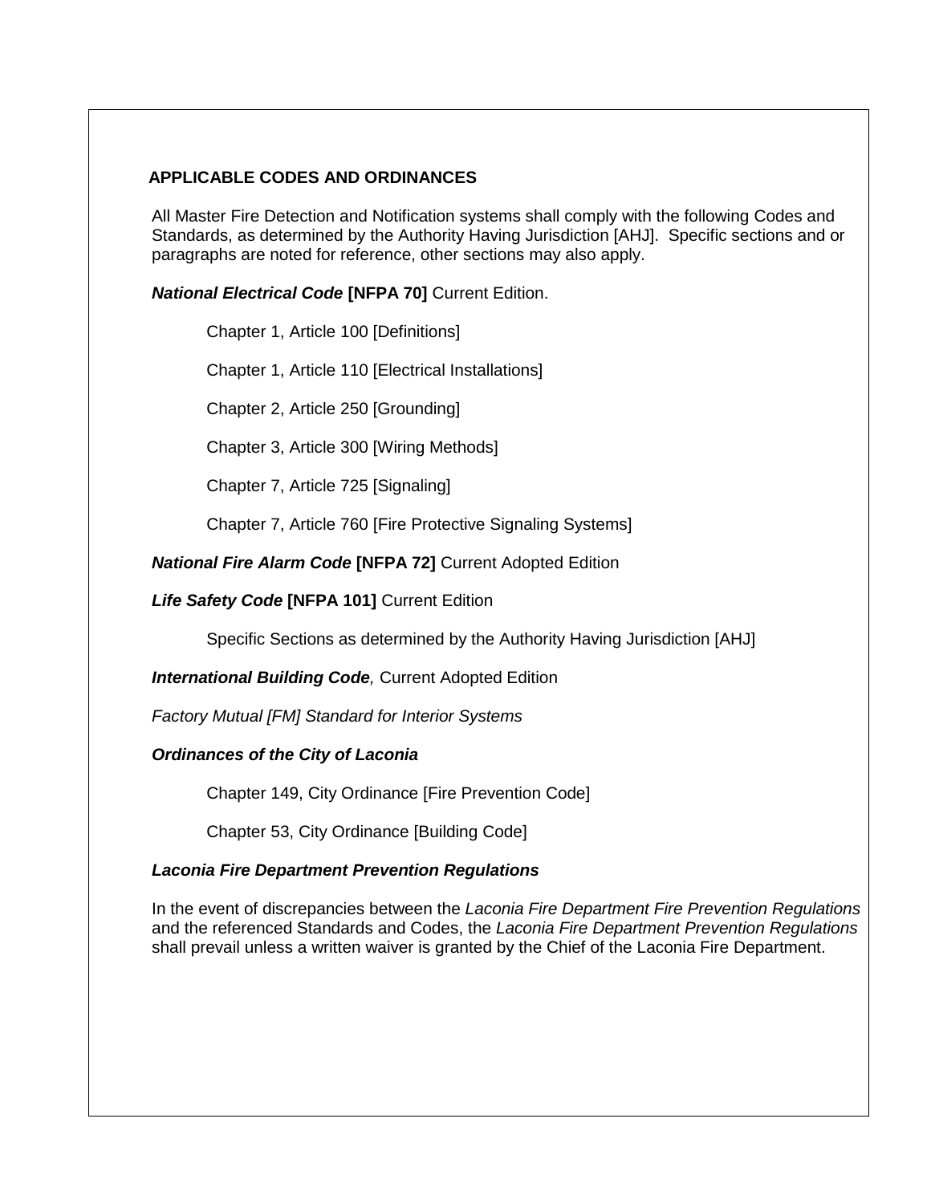## APPLICABLE CODES AND ORDINANCES

All Master Fire Detection and Notification systems shall comply with the following Codes and Standards, as determined by the Authority Having Jurisdiction [AHJ]. Specific sections and or paragraphs are noted for reference, other sections may also apply.

***National Electrical Code* [NFPA 70]** Current Edition.

Chapter 1, Article 100 [Definitions]

Chapter 1, Article 110 [Electrical Installations]

Chapter 2, Article 250 [Grounding]

Chapter 3, Article 300 [Wiring Methods]

Chapter 7, Article 725 [Signaling]

Chapter 7, Article 760 [Fire Protective Signaling Systems]

***National Fire Alarm Code* [NFPA 72]** Current Adopted Edition

***Life Safety Code* [NFPA 101]** Current Edition

Specific Sections as determined by the Authority Having Jurisdiction [AHJ]

***International Building Code**,* Current Adopted Edition

*Factory Mutual [FM] Standard for Interior Systems*

***Ordinances of the City of Laconia***

Chapter 149, City Ordinance [Fire Prevention Code]

Chapter 53, City Ordinance [Building Code]

***Laconia Fire Department Prevention Regulations***

In the event of discrepancies between the *Laconia Fire Department Fire Prevention Regulations* and the referenced Standards and Codes, the *Laconia Fire Department Prevention Regulations* shall prevail unless a written waiver is granted by the Chief of the Laconia Fire Department.